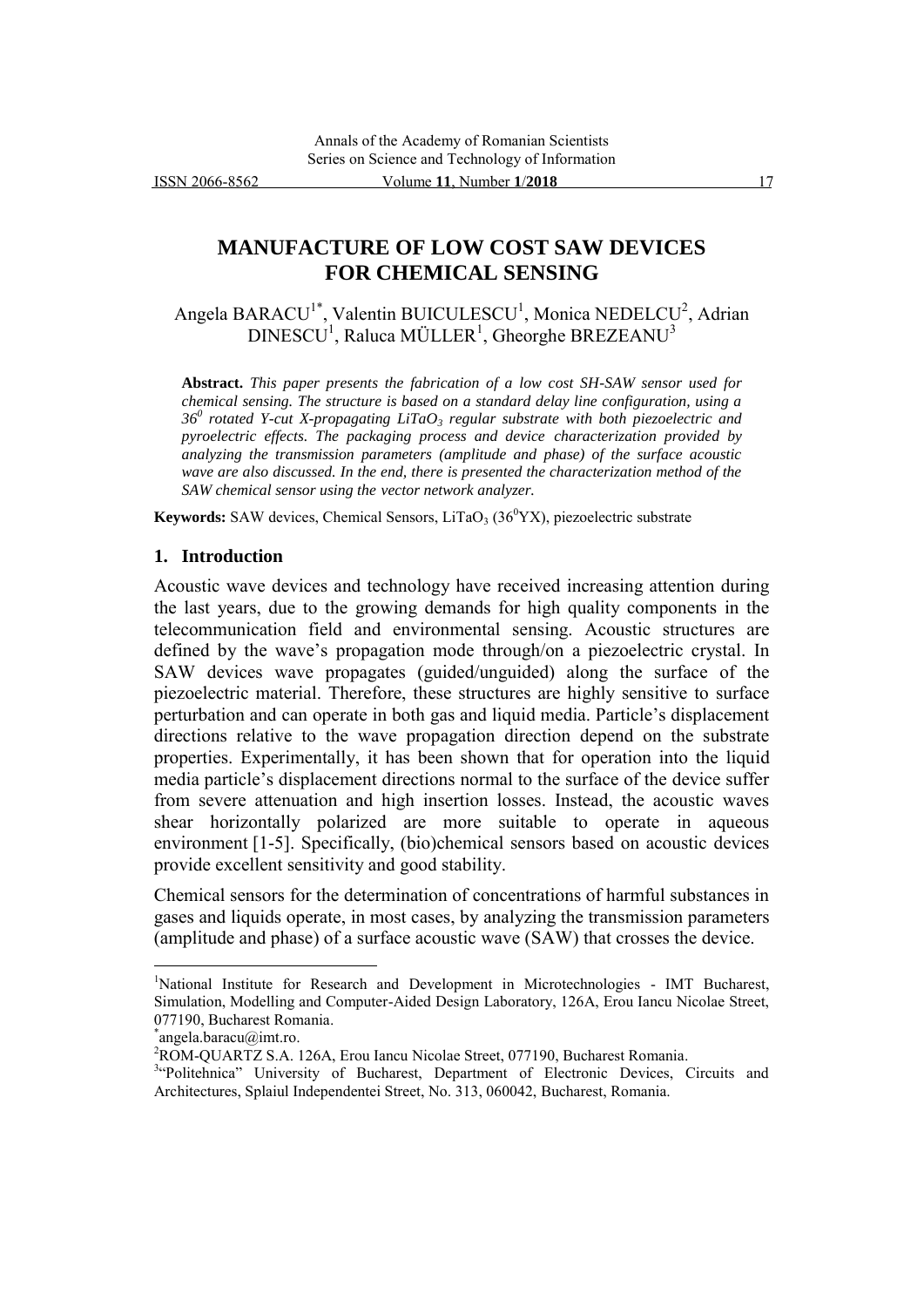# MANUFACTURE OF LOW COST SAW DEVICES FOR CHEMICAL SENSING

Angela BARACU[1*], Valentin BUICULESCU[1], Monica NEDELCU[2], Adrian DINESCU[1], Raluca MÜLLER[1], Gheorghe BREZEANU[3]

**Abstract.** *This paper presents the fabrication of a low cost SH-SAW sensor used for chemical sensing. The structure is based on a standard delay line configuration, using a $36^0$ rotated Y-cut X-propagating $LiTaO_3$ regular substrate with both piezoelectric and pyroelectric effects. The packaging process and device characterization provided by analyzing the transmission parameters (amplitude and phase) of the surface acoustic wave are also discussed. In the end, there is presented the characterization method of the SAW chemical sensor using the vector network analyzer.*

**Keywords:** SAW devices, Chemical Sensors, $LiTaO_3$ ($36^0$YX), piezoelectric substrate

## 1. Introduction

Acoustic wave devices and technology have received increasing attention during the last years, due to the growing demands for high quality components in the telecommunication field and environmental sensing. Acoustic structures are defined by the wave's propagation mode through/on a piezoelectric crystal. In SAW devices wave propagates (guided/unguided) along the surface of the piezoelectric material. Therefore, these structures are highly sensitive to surface perturbation and can operate in both gas and liquid media. Particle's displacement directions relative to the wave propagation direction depend on the substrate properties. Experimentally, it has been shown that for operation into the liquid media particle's displacement directions normal to the surface of the device suffer from severe attenuation and high insertion losses. Instead, the acoustic waves shear horizontally polarized are more suitable to operate in aqueous environment [1-5]. Specifically, (bio)chemical sensors based on acoustic devices provide excellent sensitivity and good stability.

Chemical sensors for the determination of concentrations of harmful substances in gases and liquids operate, in most cases, by analyzing the transmission parameters (amplitude and phase) of a surface acoustic wave (SAW) that crosses the device.

---

[1] National Institute for Research and Development in Microtechnologies - IMT Bucharest, Simulation, Modelling and Computer-Aided Design Laboratory, 126A, Erou Iancu Nicolae Street, 077190, Bucharest Romania.

[*] angela.baracu@imt.ro.

[2] ROM-QUARTZ S.A. 126A, Erou Iancu Nicolae Street, 077190, Bucharest Romania.

[3] "Politehnica" University of Bucharest, Department of Electronic Devices, Circuits and Architectures, Splaiul Independentei Street, No. 313, 060042, Bucharest, Romania.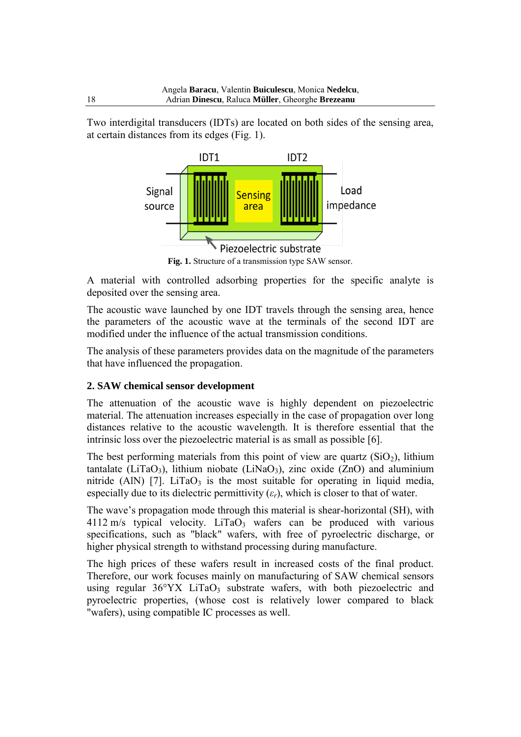Two interdigital transducers (IDTs) are located on both sides of the sensing area, at certain distances from its edges (Fig. 1).

**Fig. 1.** Structure of a transmission type SAW sensor.

A material with controlled adsorbing properties for the specific analyte is deposited over the sensing area.

The acoustic wave launched by one IDT travels through the sensing area, hence the parameters of the acoustic wave at the terminals of the second IDT are modified under the influence of the actual transmission conditions.

The analysis of these parameters provides data on the magnitude of the parameters that have influenced the propagation.

## 2. SAW chemical sensor development

The attenuation of the acoustic wave is highly dependent on piezoelectric material. The attenuation increases especially in the case of propagation over long distances relative to the acoustic wavelength. It is therefore essential that the intrinsic loss over the piezoelectric material is as small as possible [6].

The best performing materials from this point of view are quartz ($SiO_2$), lithium tantalate ($LiTaO_3$), lithium niobate ($LiNaO_3$), zinc oxide (ZnO) and aluminium nitride (AlN) [7]. $LiTaO_3$ is the most suitable for operating in liquid media, especially due to its dielectric permittivity ($\varepsilon_r$), which is closer to that of water.

The wave's propagation mode through this material is shear-horizontal (SH), with 4112 m/s typical velocity. $LiTaO_3$ wafers can be produced with various specifications, such as "black" wafers, with free of pyroelectric discharge, or higher physical strength to withstand processing during manufacture.

The high prices of these wafers result in increased costs of the final product. Therefore, our work focuses mainly on manufacturing of SAW chemical sensors using regular 36°YX $LiTaO_3$ substrate wafers, with both piezoelectric and pyroelectric properties, (whose cost is relatively lower compared to black "wafers), using compatible IC processes as well.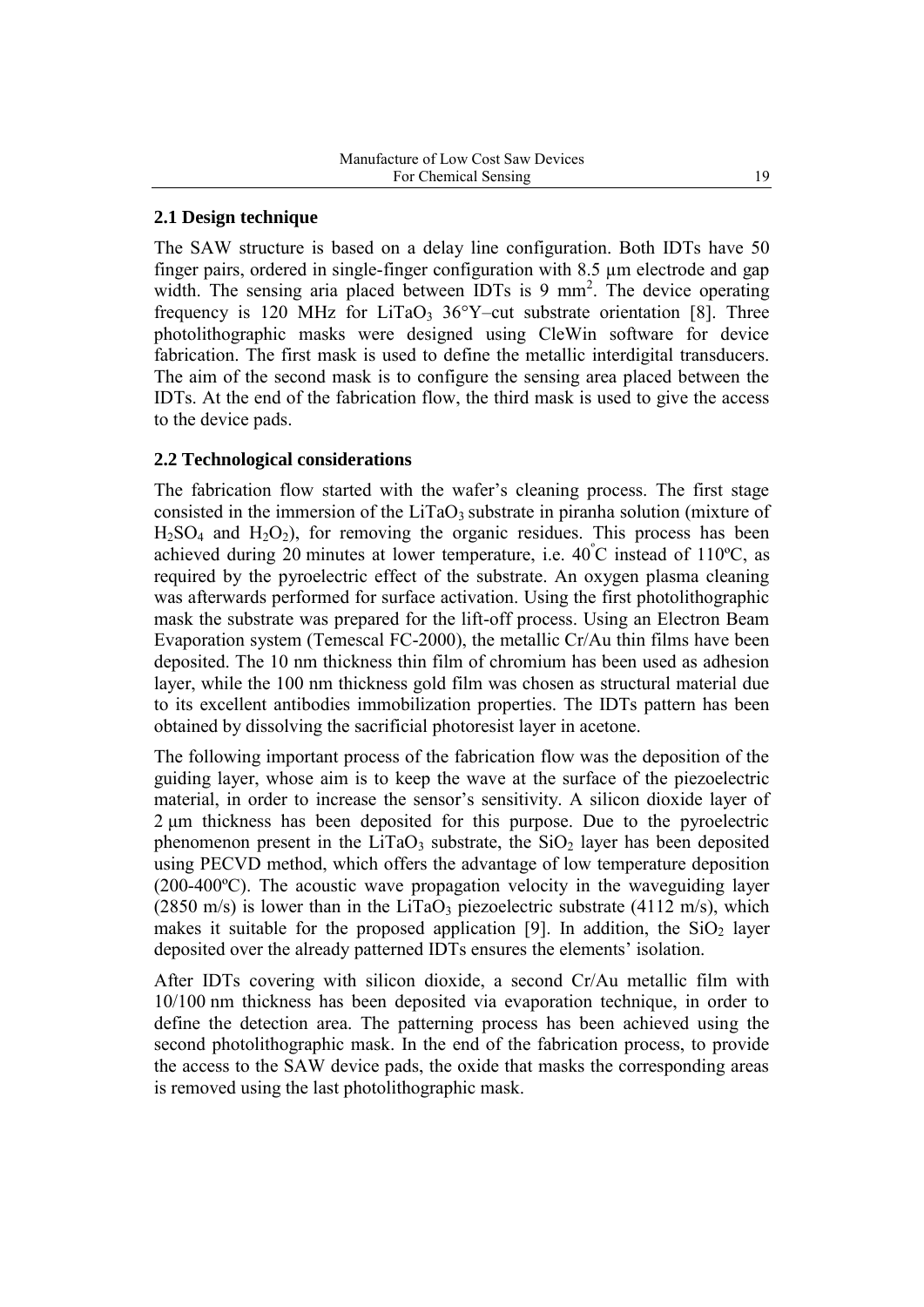### 2.1 Design technique

The SAW structure is based on a delay line configuration. Both IDTs have 50 finger pairs, ordered in single-finger configuration with 8.5 µm electrode and gap width. The sensing aria placed between IDTs is 9 $mm^2$. The device operating frequency is 120 MHz for $LiTaO_3$ 36°Y–cut substrate orientation [8]. Three photolithographic masks were designed using CleWin software for device fabrication. The first mask is used to define the metallic interdigital transducers. The aim of the second mask is to configure the sensing area placed between the IDTs. At the end of the fabrication flow, the third mask is used to give the access to the device pads.

### 2.2 Technological considerations

The fabrication flow started with the wafer's cleaning process. The first stage consisted in the immersion of the $LiTaO_3$ substrate in piranha solution (mixture of $H_2SO_4$ and $H_2O_2$), for removing the organic residues. This process has been achieved during 20 minutes at lower temperature, i.e. 40°C instead of 110ºC, as required by the pyroelectric effect of the substrate. An oxygen plasma cleaning was afterwards performed for surface activation. Using the first photolithographic mask the substrate was prepared for the lift-off process. Using an Electron Beam Evaporation system (Temescal FC-2000), the metallic Cr/Au thin films have been deposited. The 10 nm thickness thin film of chromium has been used as adhesion layer, while the 100 nm thickness gold film was chosen as structural material due to its excellent antibodies immobilization properties. The IDTs pattern has been obtained by dissolving the sacrificial photoresist layer in acetone.

The following important process of the fabrication flow was the deposition of the guiding layer, whose aim is to keep the wave at the surface of the piezoelectric material, in order to increase the sensor's sensitivity. A silicon dioxide layer of 2 µm thickness has been deposited for this purpose. Due to the pyroelectric phenomenon present in the $LiTaO_3$ substrate, the $SiO_2$ layer has been deposited using PECVD method, which offers the advantage of low temperature deposition (200-400ºC). The acoustic wave propagation velocity in the waveguiding layer (2850 m/s) is lower than in the $LiTaO_3$ piezoelectric substrate (4112 m/s), which makes it suitable for the proposed application [9]. In addition, the $SiO_2$ layer deposited over the already patterned IDTs ensures the elements' isolation.

After IDTs covering with silicon dioxide, a second Cr/Au metallic film with 10/100 nm thickness has been deposited via evaporation technique, in order to define the detection area. The patterning process has been achieved using the second photolithographic mask. In the end of the fabrication process, to provide the access to the SAW device pads, the oxide that masks the corresponding areas is removed using the last photolithographic mask.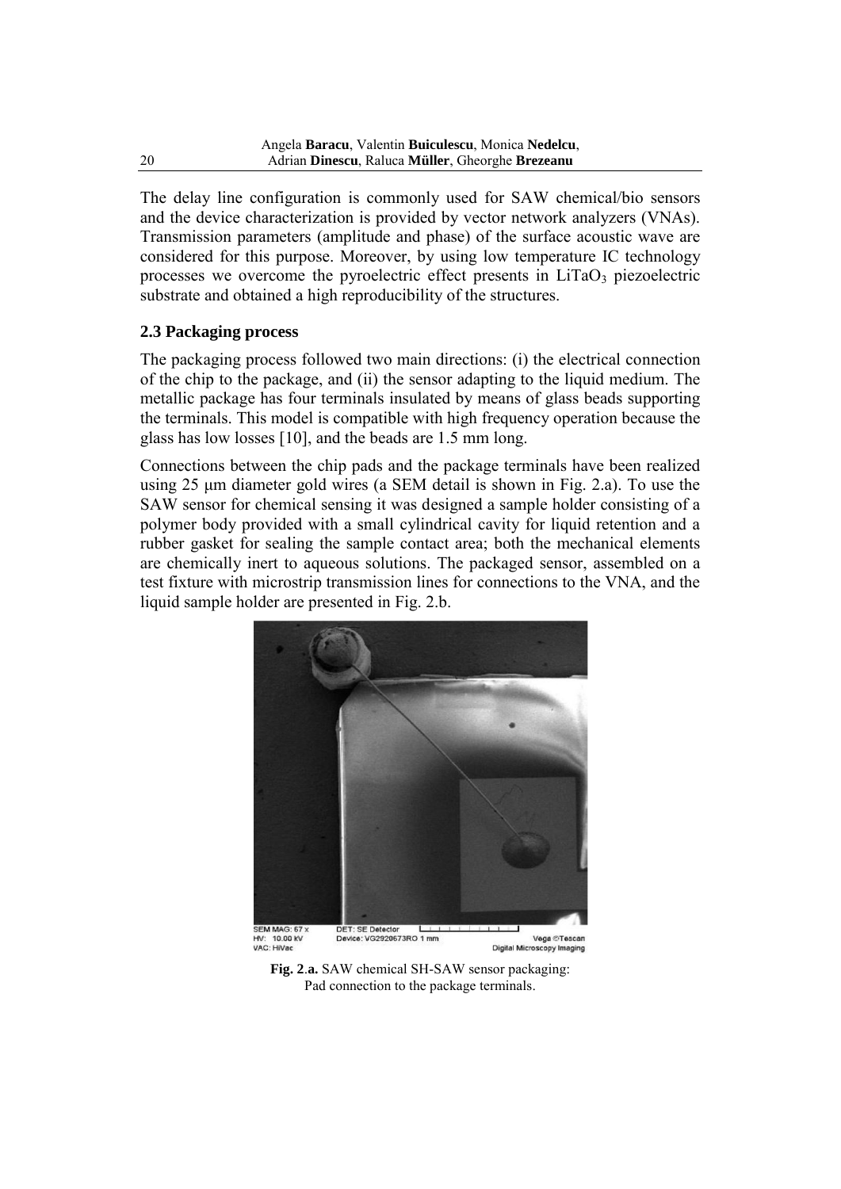The delay line configuration is commonly used for SAW chemical/bio sensors and the device characterization is provided by vector network analyzers (VNAs). Transmission parameters (amplitude and phase) of the surface acoustic wave are considered for this purpose. Moreover, by using low temperature IC technology processes we overcome the pyroelectric effect presents in $LiTaO_3$ piezoelectric substrate and obtained a high reproducibility of the structures.

### 2.3 Packaging process

The packaging process followed two main directions: (i) the electrical connection of the chip to the package, and (ii) the sensor adapting to the liquid medium. The metallic package has four terminals insulated by means of glass beads supporting the terminals. This model is compatible with high frequency operation because the glass has low losses [10], and the beads are 1.5 mm long.

Connections between the chip pads and the package terminals have been realized using 25 μm diameter gold wires (a SEM detail is shown in Fig. 2.a). To use the SAW sensor for chemical sensing it was designed a sample holder consisting of a polymer body provided with a small cylindrical cavity for liquid retention and a rubber gasket for sealing the sample contact area; both the mechanical elements are chemically inert to aqueous solutions. The packaged sensor, assembled on a test fixture with microstrip transmission lines for connections to the VNA, and the liquid sample holder are presented in Fig. 2.b.

**Fig. 2.a.** SAW chemical SH-SAW sensor packaging: Pad connection to the package terminals.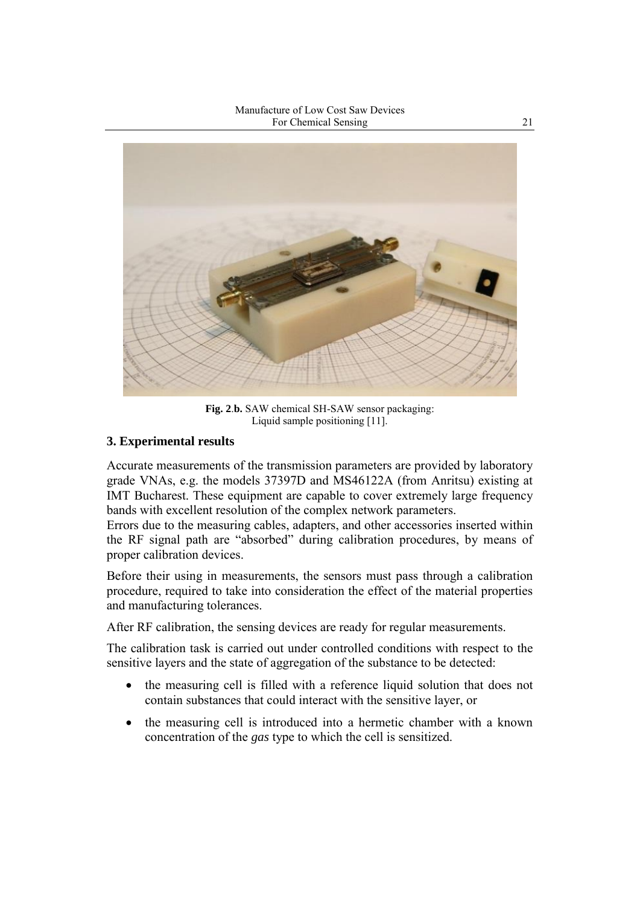**Fig. 2.b.** SAW chemical SH-SAW sensor packaging: Liquid sample positioning [11].

## 3. Experimental results

Accurate measurements of the transmission parameters are provided by laboratory grade VNAs, e.g. the models 37397D and MS46122A (from Anritsu) existing at IMT Bucharest. These equipment are capable to cover extremely large frequency bands with excellent resolution of the complex network parameters.
Errors due to the measuring cables, adapters, and other accessories inserted within the RF signal path are "absorbed" during calibration procedures, by means of proper calibration devices.

Before their using in measurements, the sensors must pass through a calibration procedure, required to take into consideration the effect of the material properties and manufacturing tolerances.

After RF calibration, the sensing devices are ready for regular measurements.

The calibration task is carried out under controlled conditions with respect to the sensitive layers and the state of aggregation of the substance to be detected:

- the measuring cell is filled with a reference liquid solution that does not contain substances that could interact with the sensitive layer, or
- the measuring cell is introduced into a hermetic chamber with a known concentration of the *gas* type to which the cell is sensitized.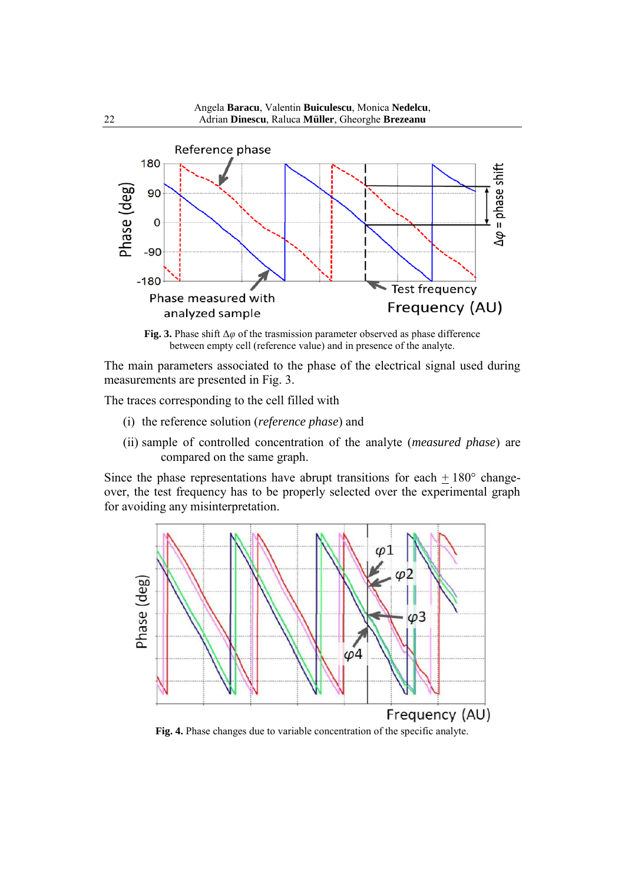**Fig. 3.** Phase shift $\Delta\varphi$ of the trasmission parameter observed as phase difference between empty cell (reference value) and in presence of the analyte.

The main parameters associated to the phase of the electrical signal used during measurements are presented in Fig. 3.

The traces corresponding to the cell filled with

(i) the reference solution (*reference phase*) and

(ii) sample of controlled concentration of the analyte (*measured phase*) are compared on the same graph.

Since the phase representations have abrupt transitions for each $\pm$ 180° change-over, the test frequency has to be properly selected over the experimental graph for avoiding any misinterpretation.

**Fig. 4.** Phase changes due to variable concentration of the specific analyte.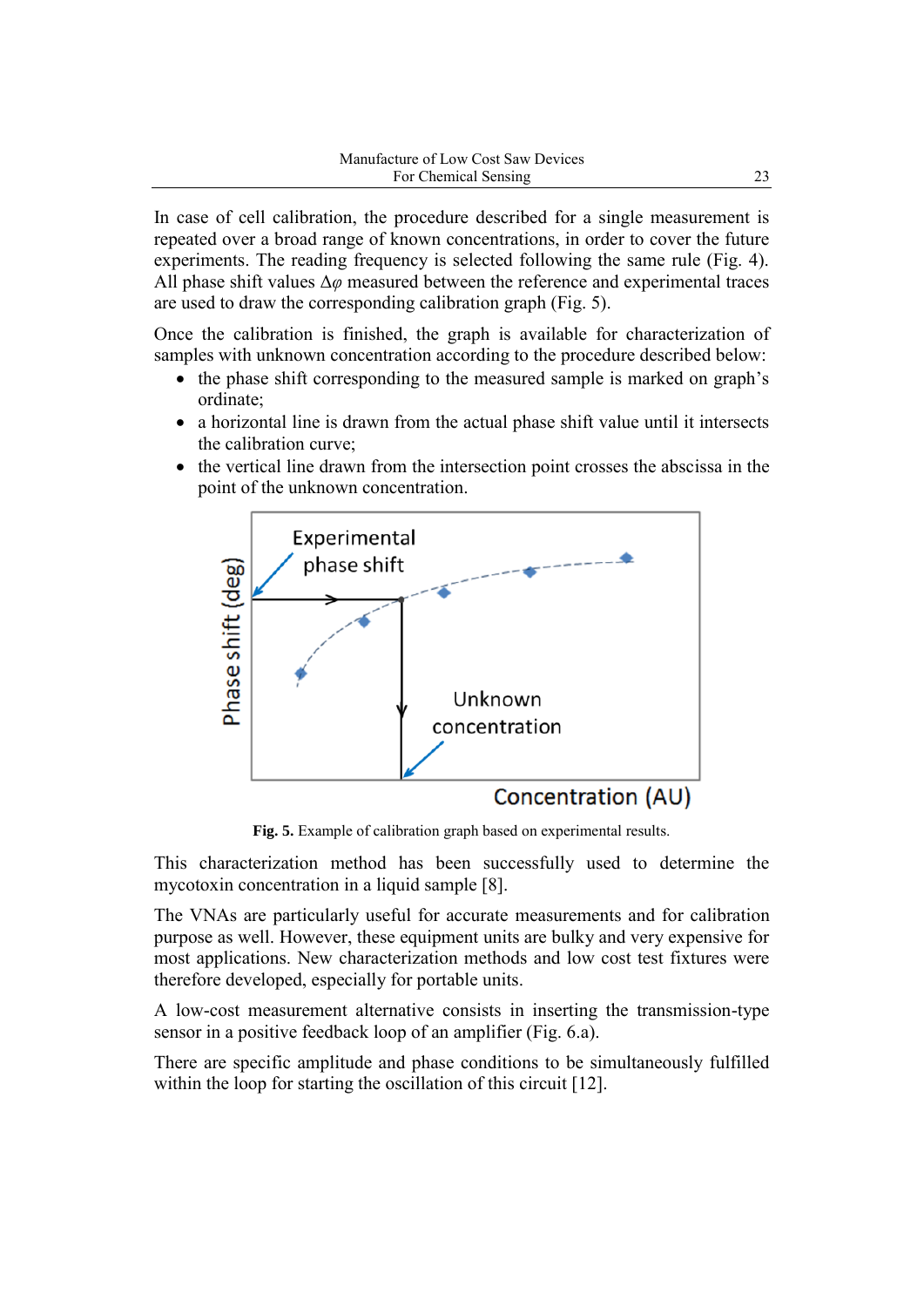In case of cell calibration, the procedure described for a single measurement is repeated over a broad range of known concentrations, in order to cover the future experiments. The reading frequency is selected following the same rule (Fig. 4). All phase shift values $\Delta\varphi$ measured between the reference and experimental traces are used to draw the corresponding calibration graph (Fig. 5).

Once the calibration is finished, the graph is available for characterization of samples with unknown concentration according to the procedure described below:

- the phase shift corresponding to the measured sample is marked on graph's ordinate;
- a horizontal line is drawn from the actual phase shift value until it intersects the calibration curve;
- the vertical line drawn from the intersection point crosses the abscissa in the point of the unknown concentration.

**Fig. 5.** Example of calibration graph based on experimental results.

This characterization method has been successfully used to determine the mycotoxin concentration in a liquid sample [8].

The VNAs are particularly useful for accurate measurements and for calibration purpose as well. However, these equipment units are bulky and very expensive for most applications. New characterization methods and low cost test fixtures were therefore developed, especially for portable units.

A low-cost measurement alternative consists in inserting the transmission-type sensor in a positive feedback loop of an amplifier (Fig. 6.a).

There are specific amplitude and phase conditions to be simultaneously fulfilled within the loop for starting the oscillation of this circuit [12].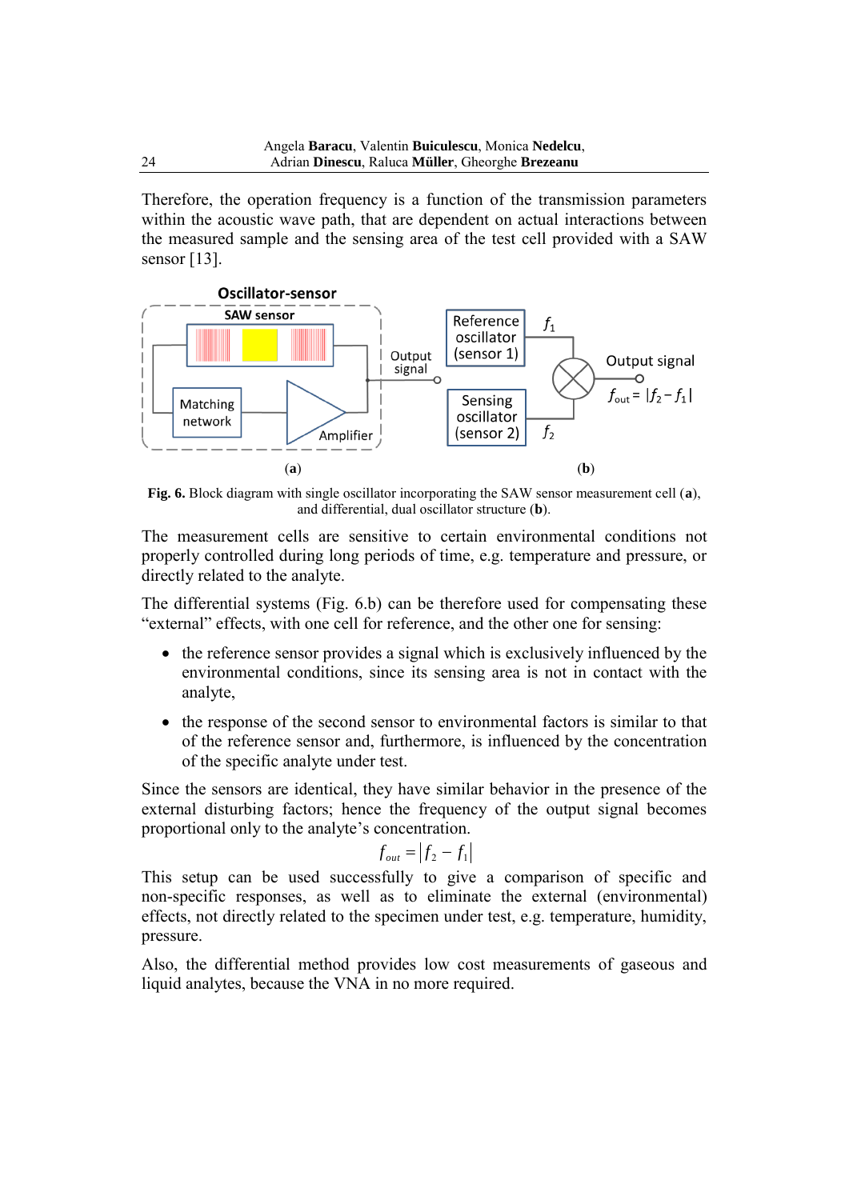Therefore, the operation frequency is a function of the transmission parameters within the acoustic wave path, that are dependent on actual interactions between the measured sample and the sensing area of the test cell provided with a SAW sensor [13].

**Fig. 6.** Block diagram with single oscillator incorporating the SAW sensor measurement cell (**a**), and differential, dual oscillator structure (**b**).

The measurement cells are sensitive to certain environmental conditions not properly controlled during long periods of time, e.g. temperature and pressure, or directly related to the analyte.

The differential systems (Fig. 6.b) can be therefore used for compensating these "external" effects, with one cell for reference, and the other one for sensing:

- the reference sensor provides a signal which is exclusively influenced by the environmental conditions, since its sensing area is not in contact with the analyte,
- the response of the second sensor to environmental factors is similar to that of the reference sensor and, furthermore, is influenced by the concentration of the specific analyte under test.

Since the sensors are identical, they have similar behavior in the presence of the external disturbing factors; hence the frequency of the output signal becomes proportional only to the analyte's concentration.

$$f_{out} = \left| f_2 - f_1 \right|$$

This setup can be used successfully to give a comparison of specific and non-specific responses, as well as to eliminate the external (environmental) effects, not directly related to the specimen under test, e.g. temperature, humidity, pressure.

Also, the differential method provides low cost measurements of gaseous and liquid analytes, because the VNA in no more required.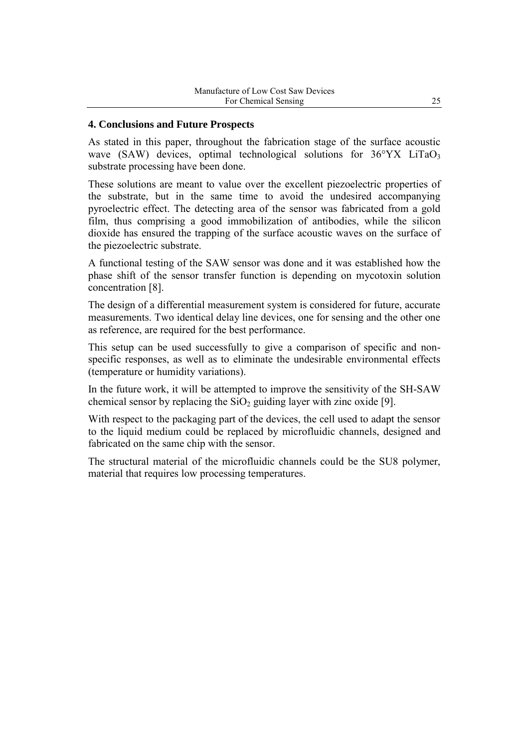## 4. Conclusions and Future Prospects

As stated in this paper, throughout the fabrication stage of the surface acoustic wave (SAW) devices, optimal technological solutions for 36°YX $LiTaO_3$ substrate processing have been done.

These solutions are meant to value over the excellent piezoelectric properties of the substrate, but in the same time to avoid the undesired accompanying pyroelectric effect. The detecting area of the sensor was fabricated from a gold film, thus comprising a good immobilization of antibodies, while the silicon dioxide has ensured the trapping of the surface acoustic waves on the surface of the piezoelectric substrate.

A functional testing of the SAW sensor was done and it was established how the phase shift of the sensor transfer function is depending on mycotoxin solution concentration [8].

The design of a differential measurement system is considered for future, accurate measurements. Two identical delay line devices, one for sensing and the other one as reference, are required for the best performance.

This setup can be used successfully to give a comparison of specific and non-specific responses, as well as to eliminate the undesirable environmental effects (temperature or humidity variations).

In the future work, it will be attempted to improve the sensitivity of the SH-SAW chemical sensor by replacing the $SiO_2$ guiding layer with zinc oxide [9].

With respect to the packaging part of the devices, the cell used to adapt the sensor to the liquid medium could be replaced by microfluidic channels, designed and fabricated on the same chip with the sensor.

The structural material of the microfluidic channels could be the SU8 polymer, material that requires low processing temperatures.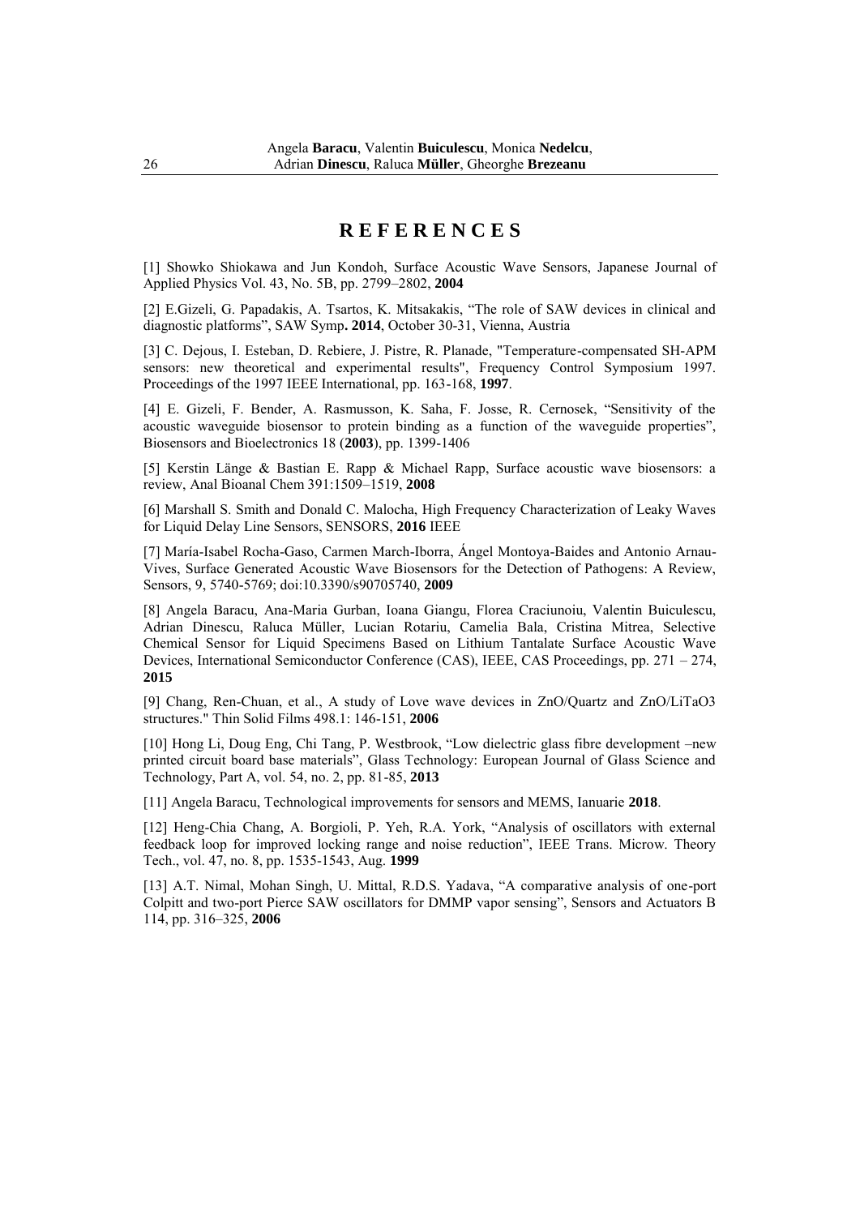# REFERENCES

[1] Showko Shiokawa and Jun Kondoh, Surface Acoustic Wave Sensors, Japanese Journal of Applied Physics Vol. 43, No. 5B, pp. 2799–2802, **2004**

[2] E.Gizeli, G. Papadakis, A. Tsartos, K. Mitsakakis, "The role of SAW devices in clinical and diagnostic platforms", SAW Symp**. 2014**, October 30-31, Vienna, Austria

[3] C. Dejous, I. Esteban, D. Rebiere, J. Pistre, R. Planade, "Temperature-compensated SH-APM sensors: new theoretical and experimental results", Frequency Control Symposium 1997. Proceedings of the 1997 IEEE International, pp. 163-168, **1997**.

[4] E. Gizeli, F. Bender, A. Rasmusson, K. Saha, F. Josse, R. Cernosek, "Sensitivity of the acoustic waveguide biosensor to protein binding as a function of the waveguide properties", Biosensors and Bioelectronics 18 (**2003**), pp. 1399-1406

[5] Kerstin Länge & Bastian E. Rapp & Michael Rapp, Surface acoustic wave biosensors: a review, Anal Bioanal Chem 391:1509–1519, **2008**

[6] Marshall S. Smith and Donald C. Malocha, High Frequency Characterization of Leaky Waves for Liquid Delay Line Sensors, SENSORS, **2016** IEEE

[7] María-Isabel Rocha-Gaso, Carmen March-Iborra, Ángel Montoya-Baides and Antonio Arnau-Vives, Surface Generated Acoustic Wave Biosensors for the Detection of Pathogens: A Review, Sensors, 9, 5740-5769; doi:10.3390/s90705740, **2009**

[8] Angela Baracu, Ana-Maria Gurban, Ioana Giangu, Florea Craciunoiu, Valentin Buiculescu, Adrian Dinescu, Raluca Müller, Lucian Rotariu, Camelia Bala, Cristina Mitrea, Selective Chemical Sensor for Liquid Specimens Based on Lithium Tantalate Surface Acoustic Wave Devices, International Semiconductor Conference (CAS), IEEE, CAS Proceedings, pp. 271 – 274, **2015**

[9] Chang, Ren-Chuan, et al., A study of Love wave devices in ZnO/Quartz and ZnO/LiTaO3 structures." Thin Solid Films 498.1: 146-151, **2006**

[10] Hong Li, Doug Eng, Chi Tang, P. Westbrook, "Low dielectric glass fibre development –new printed circuit board base materials", Glass Technology: European Journal of Glass Science and Technology, Part A, vol. 54, no. 2, pp. 81-85, **2013**

[11] Angela Baracu, Technological improvements for sensors and MEMS, Ianuarie **2018**.

[12] Heng-Chia Chang, A. Borgioli, P. Yeh, R.A. York, "Analysis of oscillators with external feedback loop for improved locking range and noise reduction", IEEE Trans. Microw. Theory Tech., vol. 47, no. 8, pp. 1535-1543, Aug. **1999**

[13] A.T. Nimal, Mohan Singh, U. Mittal, R.D.S. Yadava, "A comparative analysis of one-port Colpitt and two-port Pierce SAW oscillators for DMMP vapor sensing", Sensors and Actuators B 114, pp. 316–325, **2006**